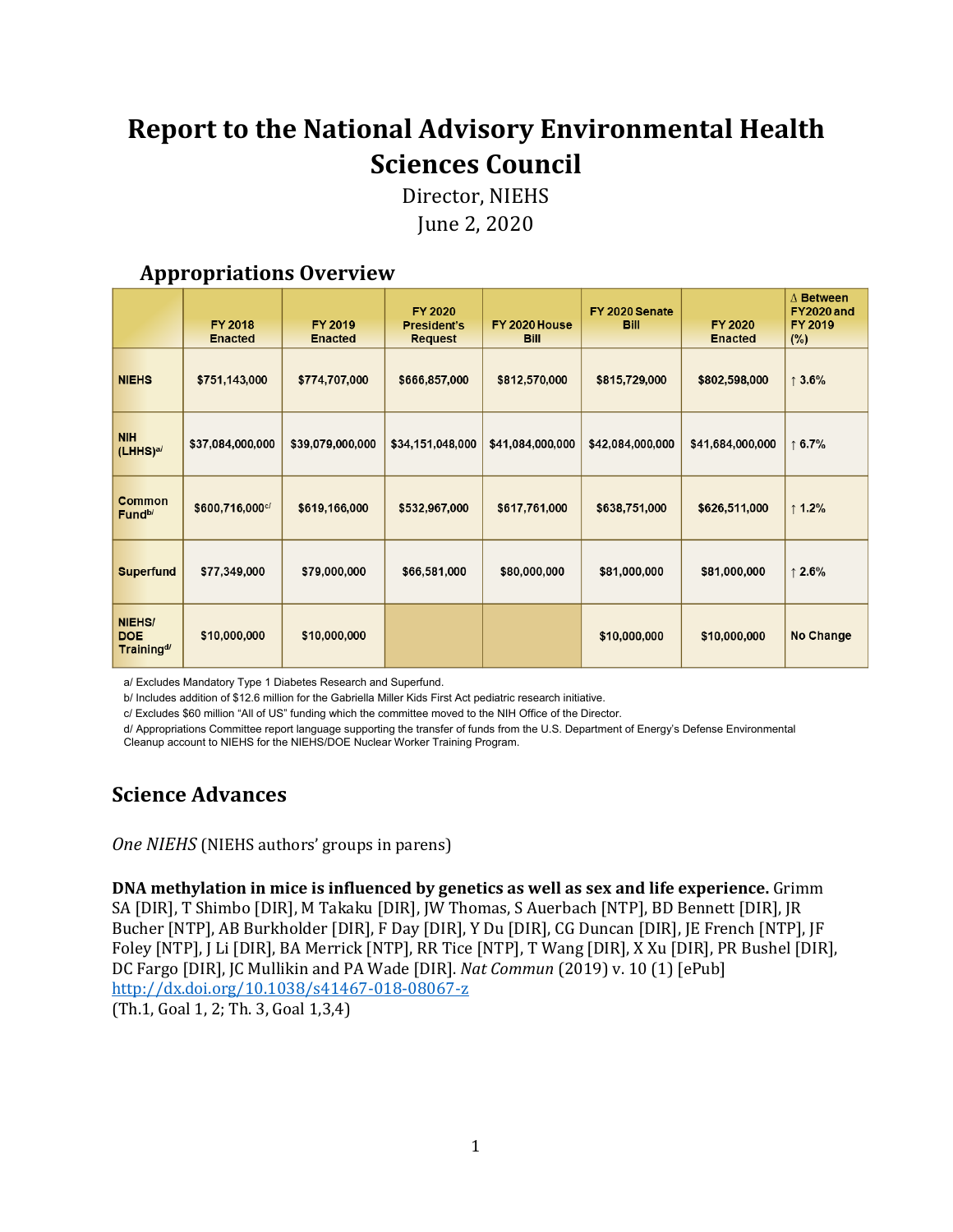# Report to the National Advisory Environmental Health Sciences Council

Director, NIEHS
June 2, 2020

## Appropriations Overview

| | FY 2018 Enacted | FY 2019 Enacted | FY 2020 President's Request | FY 2020 House Bill | FY 2020 Senate Bill | FY 2020 Enacted | Δ Between FY2020 and FY 2019 (%) |
|---|---|---|---|---|---|---|---|
| NIEHS | $751,143,000 | $774,707,000 | $666,857,000 | $812,570,000 | $815,729,000 | $802,598,000 | ↑ 3.6% |
| NIH (LHHS)[a/] | $37,084,000,000 | $39,079,000,000 | $34,151,048,000 | $41,084,000,000 | $42,084,000,000 | $41,684,000,000 | ↑ 6.7% |
| Common Fund[b/] | $600,716,000[c/] | $619,166,000 | $532,967,000 | $617,761,000 | $638,751,000 | $626,511,000 | ↑ 1.2% |
| Superfund | $77,349,000 | $79,000,000 | $66,581,000 | $80,000,000 | $81,000,000 | $81,000,000 | ↑ 2.6% |
| NIEHS/ DOE Training[d/] | $10,000,000 | $10,000,000 | | | $10,000,000 | $10,000,000 | No Change |

a/ Excludes Mandatory Type 1 Diabetes Research and Superfund.

b/ Includes addition of $12.6 million for the Gabriella Miller Kids First Act pediatric research initiative.

c/ Excludes $60 million "All of US" funding which the committee moved to the NIH Office of the Director.

d/ Appropriations Committee report language supporting the transfer of funds from the U.S. Department of Energy's Defense Environmental Cleanup account to NIEHS for the NIEHS/DOE Nuclear Worker Training Program.

## Science Advances

*One NIEHS* (NIEHS authors' groups in parens)

**DNA methylation in mice is influenced by genetics as well as sex and life experience.** Grimm SA [DIR], T Shimbo [DIR], M Takaku [DIR], JW Thomas, S Auerbach [NTP], BD Bennett [DIR], JR Bucher [NTP], AB Burkholder [DIR], F Day [DIR], Y Du [DIR], CG Duncan [DIR], JE French [NTP], JF Foley [NTP], J Li [DIR], BA Merrick [NTP], RR Tice [NTP], T Wang [DIR], X Xu [DIR], PR Bushel [DIR], DC Fargo [DIR], JC Mullikin and PA Wade [DIR]. *Nat Commun* (2019) v. 10 (1) [ePub] http://dx.doi.org/10.1038/s41467-018-08067-z
(Th.1, Goal 1, 2; Th. 3, Goal 1,3,4)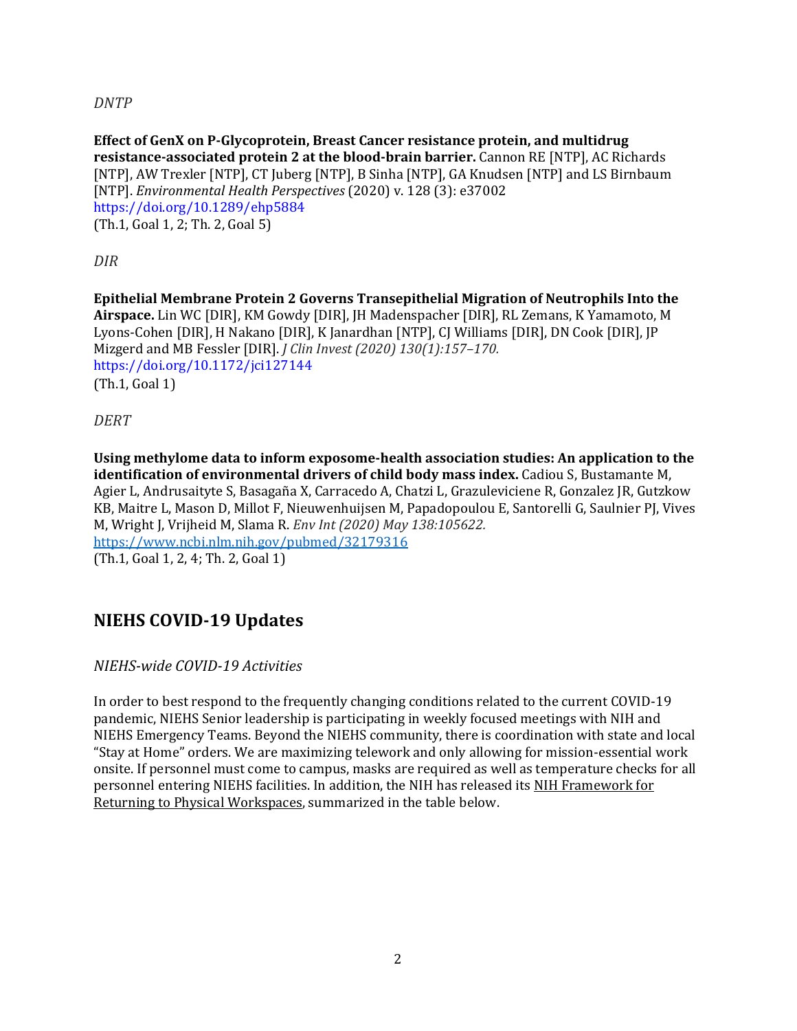*DNTP*

**Effect of GenX on P-Glycoprotein, Breast Cancer resistance protein, and multidrug resistance-associated protein 2 at the blood-brain barrier.** Cannon RE [NTP], AC Richards [NTP], AW Trexler [NTP], CT Juberg [NTP], B Sinha [NTP], GA Knudsen [NTP] and LS Birnbaum [NTP]. *Environmental Health Perspectives* (2020) v. 128 (3): e37002
https://doi.org/10.1289/ehp5884
(Th.1, Goal 1, 2; Th. 2, Goal 5)

*DIR*

**Epithelial Membrane Protein 2 Governs Transepithelial Migration of Neutrophils Into the Airspace.** Lin WC [DIR], KM Gowdy [DIR], JH Madenspacher [DIR], RL Zemans, K Yamamoto, M Lyons-Cohen [DIR], H Nakano [DIR], K Janardhan [NTP], CJ Williams [DIR], DN Cook [DIR], JP Mizgerd and MB Fessler [DIR]. *J Clin Invest (2020) 130(1):157–170.*
https://doi.org/10.1172/jci127144
(Th.1, Goal 1)

*DERT*

**Using methylome data to inform exposome-health association studies: An application to the identification of environmental drivers of child body mass index.** Cadiou S, Bustamante M, Agier L, Andrusaityte S, Basagaña X, Carracedo A, Chatzi L, Grazuleviciene R, Gonzalez JR, Gutzkow KB, Maitre L, Mason D, Millot F, Nieuwenhuijsen M, Papadopoulou E, Santorelli G, Saulnier PJ, Vives M, Wright J, Vrijheid M, Slama R. *Env Int (2020) May 138:105622.*
https://www.ncbi.nlm.nih.gov/pubmed/32179316
(Th.1, Goal 1, 2, 4; Th. 2, Goal 1)

## NIEHS COVID-19 Updates

*NIEHS-wide COVID-19 Activities*

In order to best respond to the frequently changing conditions related to the current COVID-19 pandemic, NIEHS Senior leadership is participating in weekly focused meetings with NIH and NIEHS Emergency Teams. Beyond the NIEHS community, there is coordination with state and local "Stay at Home" orders. We are maximizing telework and only allowing for mission-essential work onsite. If personnel must come to campus, masks are required as well as temperature checks for all personnel entering NIEHS facilities. In addition, the NIH has released its NIH Framework for Returning to Physical Workspaces, summarized in the table below.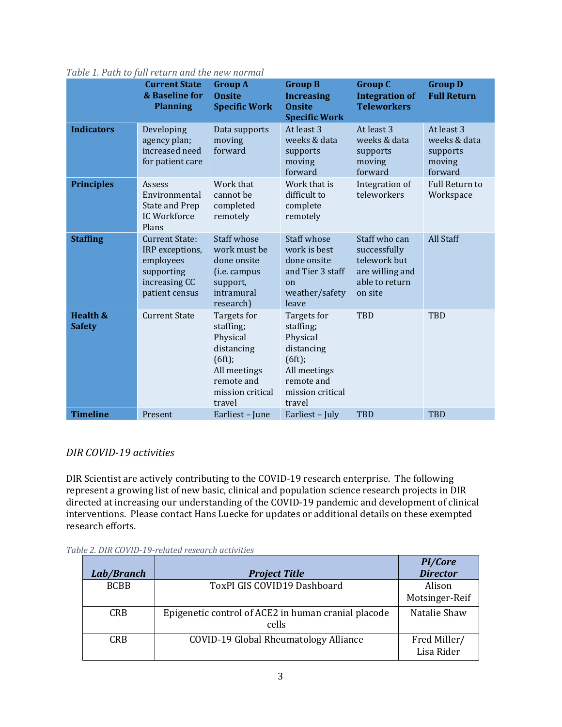*Table 1. Path to full return and the new normal*

| | Current State & Baseline for Planning | Group A Onsite Specific Work | Group B Increasing Onsite Specific Work | Group C Integration of Teleworkers | Group D Full Return |
|---|---|---|---|---|---|
| **Indicators** | Developing agency plan; increased need for patient care | Data supports moving forward | At least 3 weeks & data supports moving forward | At least 3 weeks & data supports moving forward | At least 3 weeks & data supports moving forward |
| **Principles** | Assess Environmental State and Prep IC Workforce Plans | Work that cannot be completed remotely | Work that is difficult to complete remotely | Integration of teleworkers | Full Return to Workspace |
| **Staffing** | Current State: IRP exceptions, employees supporting increasing CC patient census | Staff whose work must be done onsite (i.e. campus support, intramural research) | Staff whose work is best done onsite and Tier 3 staff on weather/safety leave | Staff who can successfully telework but are willing and able to return on site | All Staff |
| **Health & Safety** | Current State | Targets for staffing; Physical distancing (6ft); All meetings remote and mission critical travel | Targets for staffing; Physical distancing (6ft); All meetings remote and mission critical travel | TBD | TBD |
| **Timeline** | Present | Earliest – June | Earliest – July | TBD | TBD |

*DIR COVID-19 activities*

DIR Scientist are actively contributing to the COVID-19 research enterprise. The following represent a growing list of new basic, clinical and population science research projects in DIR directed at increasing our understanding of the COVID-19 pandemic and development of clinical interventions. Please contact Hans Luecke for updates or additional details on these exempted research efforts.

*Table 2. DIR COVID-19-related research activities*

| *Lab/Branch* | *Project Title* | *PI/Core Director* |
|---|---|---|
| BCBB | ToxPI GIS COVID19 Dashboard | Alison Motsinger-Reif |
| CRB | Epigenetic control of ACE2 in human cranial placode cells | Natalie Shaw |
| CRB | COVID-19 Global Rheumatology Alliance | Fred Miller/ Lisa Rider |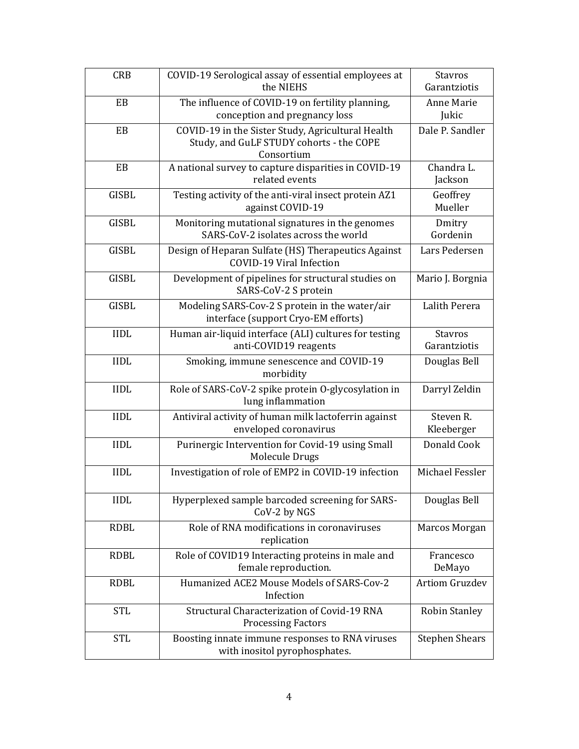| CRB | COVID-19 Serological assay of essential employees at the NIEHS | Stavros Garantziotis |
|---|---|---|
| EB | The influence of COVID-19 on fertility planning, conception and pregnancy loss | Anne Marie Jukic |
| EB | COVID-19 in the Sister Study, Agricultural Health Study, and GuLF STUDY cohorts - the COPE Consortium | Dale P. Sandler |
| EB | A national survey to capture disparities in COVID-19 related events | Chandra L. Jackson |
| GISBL | Testing activity of the anti-viral insect protein AZ1 against COVID-19 | Geoffrey Mueller |
| GISBL | Monitoring mutational signatures in the genomes SARS-CoV-2 isolates across the world | Dmitry Gordenin |
| GISBL | Design of Heparan Sulfate (HS) Therapeutics Against COVID-19 Viral Infection | Lars Pedersen |
| GISBL | Development of pipelines for structural studies on SARS-CoV-2 S protein | Mario J. Borgnia |
| GISBL | Modeling SARS-Cov-2 S protein in the water/air interface (support Cryo-EM efforts) | Lalith Perera |
| IIDL | Human air-liquid interface (ALI) cultures for testing anti-COVID19 reagents | Stavros Garantziotis |
| IIDL | Smoking, immune senescence and COVID-19 morbidity | Douglas Bell |
| IIDL | Role of SARS-CoV-2 spike protein O-glycosylation in lung inflammation | Darryl Zeldin |
| IIDL | Antiviral activity of human milk lactoferrin against enveloped coronavirus | Steven R. Kleeberger |
| IIDL | Purinergic Intervention for Covid-19 using Small Molecule Drugs | Donald Cook |
| IIDL | Investigation of role of EMP2 in COVID-19 infection | Michael Fessler |
| IIDL | Hyperplexed sample barcoded screening for SARS-CoV-2 by NGS | Douglas Bell |
| RDBL | Role of RNA modifications in coronaviruses replication | Marcos Morgan |
| RDBL | Role of COVID19 Interacting proteins in male and female reproduction. | Francesco DeMayo |
| RDBL | Humanized ACE2 Mouse Models of SARS-Cov-2 Infection | Artiom Gruzdev |
| STL | Structural Characterization of Covid-19 RNA Processing Factors | Robin Stanley |
| STL | Boosting innate immune responses to RNA viruses with inositol pyrophosphates. | Stephen Shears |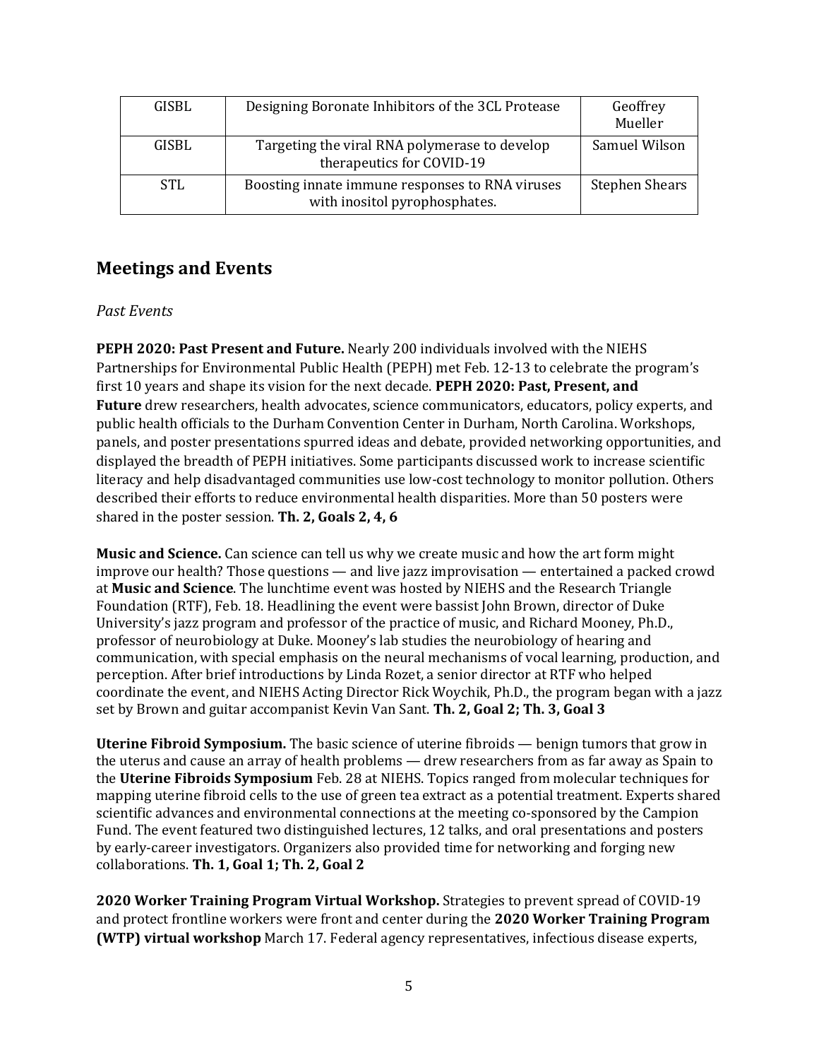| GISBL | Designing Boronate Inhibitors of the 3CL Protease | Geoffrey Mueller |
|---|---|---|
| GISBL | Targeting the viral RNA polymerase to develop therapeutics for COVID-19 | Samuel Wilson |
| STL | Boosting innate immune responses to RNA viruses with inositol pyrophosphates. | Stephen Shears |

## Meetings and Events

*Past Events*

**PEPH 2020: Past Present and Future.** Nearly 200 individuals involved with the NIEHS Partnerships for Environmental Public Health (PEPH) met Feb. 12-13 to celebrate the program's first 10 years and shape its vision for the next decade. **PEPH 2020: Past, Present, and Future** drew researchers, health advocates, science communicators, educators, policy experts, and public health officials to the Durham Convention Center in Durham, North Carolina. Workshops, panels, and poster presentations spurred ideas and debate, provided networking opportunities, and displayed the breadth of PEPH initiatives. Some participants discussed work to increase scientific literacy and help disadvantaged communities use low-cost technology to monitor pollution. Others described their efforts to reduce environmental health disparities. More than 50 posters were shared in the poster session. **Th. 2, Goals 2, 4, 6**

**Music and Science.** Can science can tell us why we create music and how the art form might improve our health? Those questions — and live jazz improvisation — entertained a packed crowd at **Music and Science**. The lunchtime event was hosted by NIEHS and the Research Triangle Foundation (RTF), Feb. 18. Headlining the event were bassist John Brown, director of Duke University's jazz program and professor of the practice of music, and Richard Mooney, Ph.D., professor of neurobiology at Duke. Mooney's lab studies the neurobiology of hearing and communication, with special emphasis on the neural mechanisms of vocal learning, production, and perception. After brief introductions by Linda Rozet, a senior director at RTF who helped coordinate the event, and NIEHS Acting Director Rick Woychik, Ph.D., the program began with a jazz set by Brown and guitar accompanist Kevin Van Sant. **Th. 2, Goal 2; Th. 3, Goal 3**

**Uterine Fibroid Symposium.** The basic science of uterine fibroids — benign tumors that grow in the uterus and cause an array of health problems — drew researchers from as far away as Spain to the **Uterine Fibroids Symposium** Feb. 28 at NIEHS. Topics ranged from molecular techniques for mapping uterine fibroid cells to the use of green tea extract as a potential treatment. Experts shared scientific advances and environmental connections at the meeting co-sponsored by the Campion Fund. The event featured two distinguished lectures, 12 talks, and oral presentations and posters by early-career investigators. Organizers also provided time for networking and forging new collaborations. **Th. 1, Goal 1; Th. 2, Goal 2**

**2020 Worker Training Program Virtual Workshop.** Strategies to prevent spread of COVID-19 and protect frontline workers were front and center during the **2020 Worker Training Program (WTP) virtual workshop** March 17. Federal agency representatives, infectious disease experts,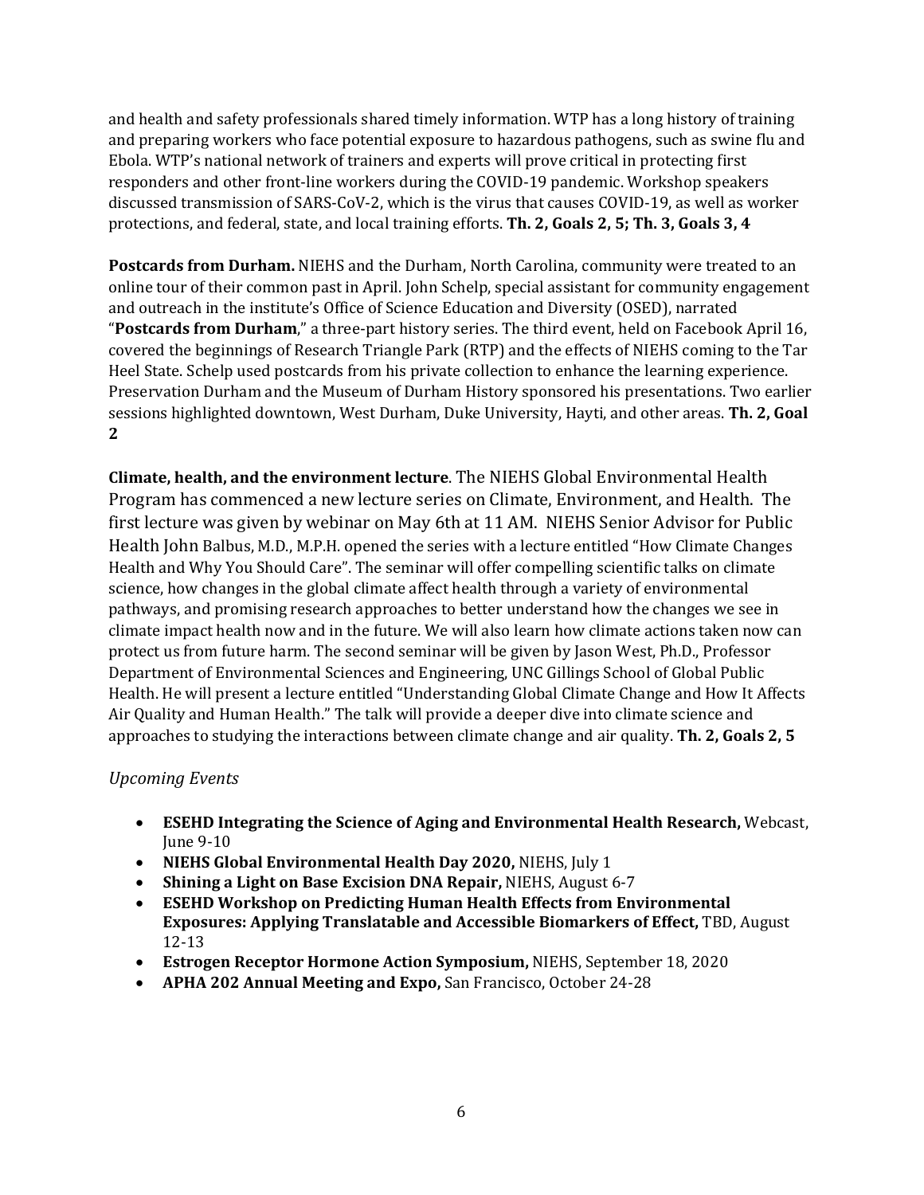and health and safety professionals shared timely information. WTP has a long history of training and preparing workers who face potential exposure to hazardous pathogens, such as swine flu and Ebola. WTP's national network of trainers and experts will prove critical in protecting first responders and other front-line workers during the COVID-19 pandemic. Workshop speakers discussed transmission of SARS-CoV-2, which is the virus that causes COVID-19, as well as worker protections, and federal, state, and local training efforts. **Th. 2, Goals 2, 5; Th. 3, Goals 3, 4**

**Postcards from Durham.** NIEHS and the Durham, North Carolina, community were treated to an online tour of their common past in April. John Schelp, special assistant for community engagement and outreach in the institute's Office of Science Education and Diversity (OSED), narrated "**Postcards from Durham**," a three-part history series. The third event, held on Facebook April 16, covered the beginnings of Research Triangle Park (RTP) and the effects of NIEHS coming to the Tar Heel State. Schelp used postcards from his private collection to enhance the learning experience. Preservation Durham and the Museum of Durham History sponsored his presentations. Two earlier sessions highlighted downtown, West Durham, Duke University, Hayti, and other areas. **Th. 2, Goal 2**

**Climate, health, and the environment lecture**. The NIEHS Global Environmental Health Program has commenced a new lecture series on Climate, Environment, and Health. The first lecture was given by webinar on May 6th at 11 AM. NIEHS Senior Advisor for Public Health John Balbus, M.D., M.P.H. opened the series with a lecture entitled "How Climate Changes Health and Why You Should Care". The seminar will offer compelling scientific talks on climate science, how changes in the global climate affect health through a variety of environmental pathways, and promising research approaches to better understand how the changes we see in climate impact health now and in the future. We will also learn how climate actions taken now can protect us from future harm. The second seminar will be given by Jason West, Ph.D., Professor Department of Environmental Sciences and Engineering, UNC Gillings School of Global Public Health. He will present a lecture entitled "Understanding Global Climate Change and How It Affects Air Quality and Human Health." The talk will provide a deeper dive into climate science and approaches to studying the interactions between climate change and air quality. **Th. 2, Goals 2, 5**

*Upcoming Events*

- **ESEHD Integrating the Science of Aging and Environmental Health Research,** Webcast, June 9-10
- **NIEHS Global Environmental Health Day 2020,** NIEHS, July 1
- **Shining a Light on Base Excision DNA Repair,** NIEHS, August 6-7
- **ESEHD Workshop on Predicting Human Health Effects from Environmental Exposures: Applying Translatable and Accessible Biomarkers of Effect,** TBD, August 12-13
- **Estrogen Receptor Hormone Action Symposium,** NIEHS, September 18, 2020
- **APHA 202 Annual Meeting and Expo,** San Francisco, October 24-28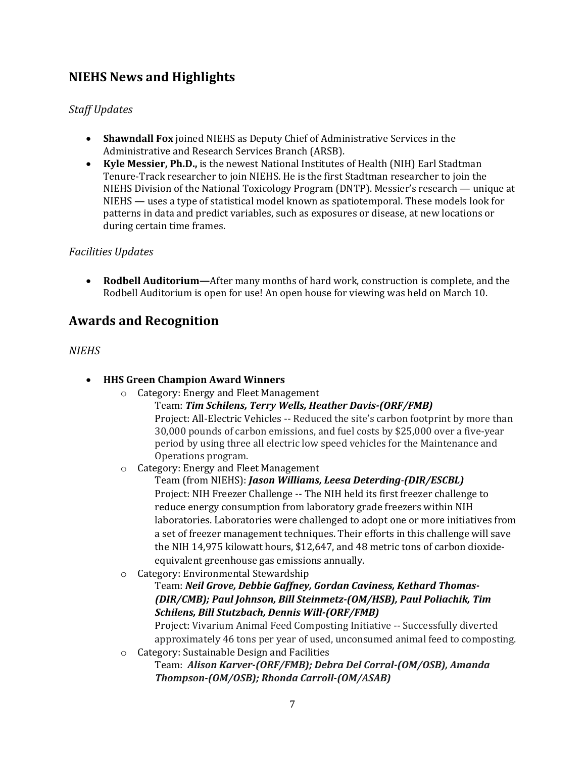## NIEHS News and Highlights

*Staff Updates*

- **Shawndall Fox** joined NIEHS as Deputy Chief of Administrative Services in the Administrative and Research Services Branch (ARSB).
- **Kyle Messier, Ph.D.,** is the newest National Institutes of Health (NIH) Earl Stadtman Tenure-Track researcher to join NIEHS. He is the first Stadtman researcher to join the NIEHS Division of the National Toxicology Program (DNTP). Messier's research — unique at NIEHS — uses a type of statistical model known as spatiotemporal. These models look for patterns in data and predict variables, such as exposures or disease, at new locations or during certain time frames.

*Facilities Updates*

- **Rodbell Auditorium—**After many months of hard work, construction is complete, and the Rodbell Auditorium is open for use! An open house for viewing was held on March 10.

## Awards and Recognition

*NIEHS*

- **HHS Green Champion Award Winners**
  - Category: Energy and Fleet Management
    Team: ***Tim Schilens, Terry Wells, Heather Davis-(ORF/FMB)***
    Project: All-Electric Vehicles -- Reduced the site's carbon footprint by more than 30,000 pounds of carbon emissions, and fuel costs by $25,000 over a five-year period by using three all electric low speed vehicles for the Maintenance and Operations program.
  - Category: Energy and Fleet Management
    Team (from NIEHS): ***Jason Williams, Leesa Deterding-(DIR/ESCBL)***
    Project: NIH Freezer Challenge -- The NIH held its first freezer challenge to reduce energy consumption from laboratory grade freezers within NIH laboratories. Laboratories were challenged to adopt one or more initiatives from a set of freezer management techniques. Their efforts in this challenge will save the NIH 14,975 kilowatt hours, $12,647, and 48 metric tons of carbon dioxide-equivalent greenhouse gas emissions annually.
  - Category: Environmental Stewardship
    Team: ***Neil Grove, Debbie Gaffney, Gordan Caviness, Kethard Thomas-(DIR/CMB); Paul Johnson, Bill Steinmetz-(OM/HSB), Paul Poliachik, Tim Schilens, Bill Stutzbach, Dennis Will-(ORF/FMB)***
    Project: Vivarium Animal Feed Composting Initiative -- Successfully diverted approximately 46 tons per year of used, unconsumed animal feed to composting.
  - Category: Sustainable Design and Facilities
    Team: ***Alison Karver-(ORF/FMB); Debra Del Corral-(OM/OSB), Amanda Thompson-(OM/OSB); Rhonda Carroll-(OM/ASAB)***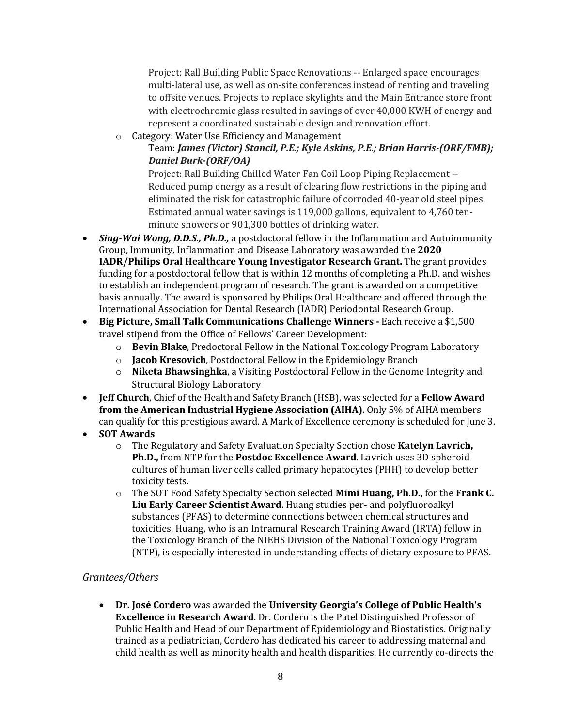Project: Rall Building Public Space Renovations -- Enlarged space encourages multi-lateral use, as well as on-site conferences instead of renting and traveling to offsite venues. Projects to replace skylights and the Main Entrance store front with electrochromic glass resulted in savings of over 40,000 KWH of energy and represent a coordinated sustainable design and renovation effort.

- Category: Water Use Efficiency and Management

  Team: ***James (Victor) Stancil, P.E.; Kyle Askins, P.E.; Brian Harris-(ORF/FMB); Daniel Burk-(ORF/OA)***

  Project: Rall Building Chilled Water Fan Coil Loop Piping Replacement -- Reduced pump energy as a result of clearing flow restrictions in the piping and eliminated the risk for catastrophic failure of corroded 40-year old steel pipes. Estimated annual water savings is 119,000 gallons, equivalent to 4,760 ten-minute showers or 901,300 bottles of drinking water.

- ***Sing-Wai Wong, D.D.S., Ph.D.,*** a postdoctoral fellow in the Inflammation and Autoimmunity Group, Immunity, Inflammation and Disease Laboratory was awarded the **2020 IADR/Philips Oral Healthcare Young Investigator Research Grant.** The grant provides funding for a postdoctoral fellow that is within 12 months of completing a Ph.D. and wishes to establish an independent program of research. The grant is awarded on a competitive basis annually. The award is sponsored by Philips Oral Healthcare and offered through the International Association for Dental Research (IADR) Periodontal Research Group.
- **Big Picture, Small Talk Communications Challenge Winners -** Each receive a $1,500 travel stipend from the Office of Fellows' Career Development:
  - **Bevin Blake**, Predoctoral Fellow in the National Toxicology Program Laboratory
  - **Jacob Kresovich**, Postdoctoral Fellow in the Epidemiology Branch
  - **Niketa Bhawsinghka**, a Visiting Postdoctoral Fellow in the Genome Integrity and Structural Biology Laboratory
- **Jeff Church**, Chief of the Health and Safety Branch (HSB), was selected for a **Fellow Award from the American Industrial Hygiene Association (AIHA)**. Only 5% of AIHA members can qualify for this prestigious award. A Mark of Excellence ceremony is scheduled for June 3.
- **SOT Awards**
  - The Regulatory and Safety Evaluation Specialty Section chose **Katelyn Lavrich, Ph.D.,** from NTP for the **Postdoc Excellence Award**. Lavrich uses 3D spheroid cultures of human liver cells called primary hepatocytes (PHH) to develop better toxicity tests.
  - The SOT Food Safety Specialty Section selected **Mimi Huang, Ph.D.,** for the **Frank C. Liu Early Career Scientist Award**. Huang studies per- and polyfluoroalkyl substances (PFAS) to determine connections between chemical structures and toxicities. Huang, who is an Intramural Research Training Award (IRTA) fellow in the Toxicology Branch of the NIEHS Division of the National Toxicology Program (NTP), is especially interested in understanding effects of dietary exposure to PFAS.

*Grantees/Others*

- **Dr. José Cordero** was awarded the **University Georgia's College of Public Health's Excellence in Research Award**. Dr. Cordero is the Patel Distinguished Professor of Public Health and Head of our Department of Epidemiology and Biostatistics. Originally trained as a pediatrician, Cordero has dedicated his career to addressing maternal and child health as well as minority health and health disparities. He currently co-directs the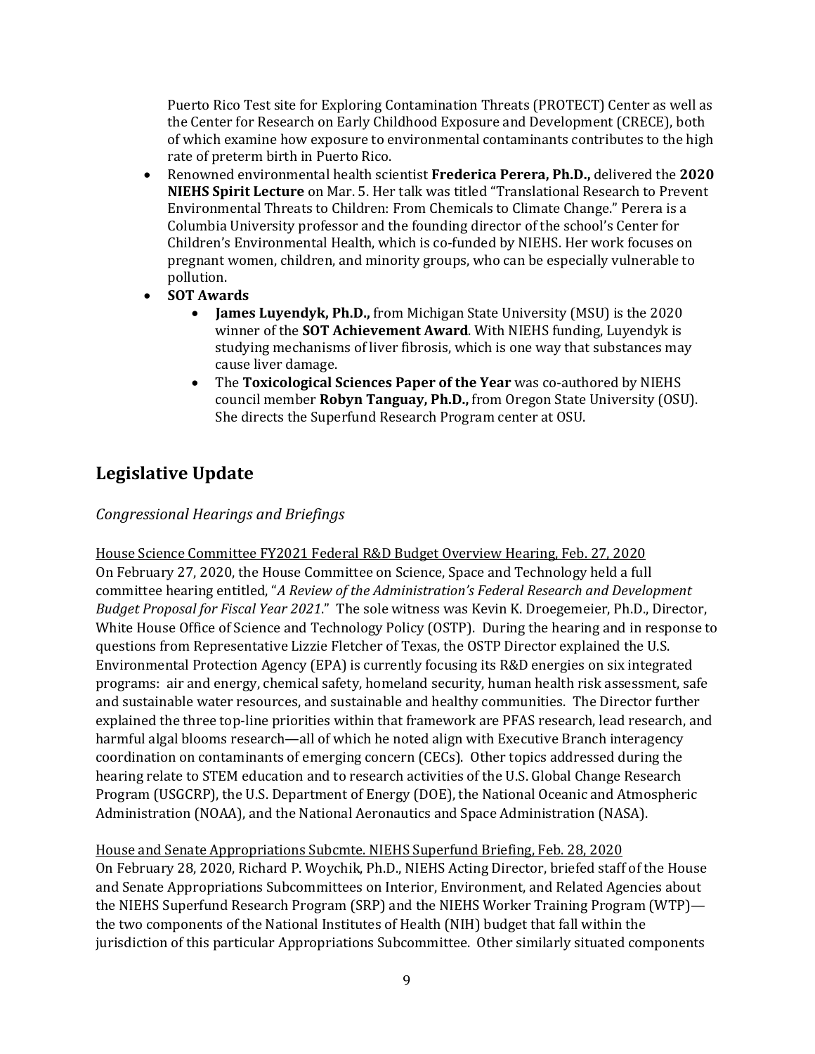Puerto Rico Test site for Exploring Contamination Threats (PROTECT) Center as well as the Center for Research on Early Childhood Exposure and Development (CRECE), both of which examine how exposure to environmental contaminants contributes to the high rate of preterm birth in Puerto Rico.

- Renowned environmental health scientist **Frederica Perera, Ph.D.,** delivered the **2020 NIEHS Spirit Lecture** on Mar. 5. Her talk was titled "Translational Research to Prevent Environmental Threats to Children: From Chemicals to Climate Change." Perera is a Columbia University professor and the founding director of the school's Center for Children's Environmental Health, which is co-funded by NIEHS. Her work focuses on pregnant women, children, and minority groups, who can be especially vulnerable to pollution.
- **SOT Awards**
    - **James Luyendyk, Ph.D.,** from Michigan State University (MSU) is the 2020 winner of the **SOT Achievement Award**. With NIEHS funding, Luyendyk is studying mechanisms of liver fibrosis, which is one way that substances may cause liver damage.
    - The **Toxicological Sciences Paper of the Year** was co-authored by NIEHS council member **Robyn Tanguay, Ph.D.,** from Oregon State University (OSU). She directs the Superfund Research Program center at OSU.

## Legislative Update

### *Congressional Hearings and Briefings*

<u>House Science Committee FY2021 Federal R&D Budget Overview Hearing, Feb. 27, 2020</u>

On February 27, 2020, the House Committee on Science, Space and Technology held a full committee hearing entitled, "*A Review of the Administration's Federal Research and Development Budget Proposal for Fiscal Year 2021*." The sole witness was Kevin K. Droegemeier, Ph.D., Director, White House Office of Science and Technology Policy (OSTP). During the hearing and in response to questions from Representative Lizzie Fletcher of Texas, the OSTP Director explained the U.S. Environmental Protection Agency (EPA) is currently focusing its R&D energies on six integrated programs: air and energy, chemical safety, homeland security, human health risk assessment, safe and sustainable water resources, and sustainable and healthy communities. The Director further explained the three top-line priorities within that framework are PFAS research, lead research, and harmful algal blooms research—all of which he noted align with Executive Branch interagency coordination on contaminants of emerging concern (CECs). Other topics addressed during the hearing relate to STEM education and to research activities of the U.S. Global Change Research Program (USGCRP), the U.S. Department of Energy (DOE), the National Oceanic and Atmospheric Administration (NOAA), and the National Aeronautics and Space Administration (NASA).

<u>House and Senate Appropriations Subcmte. NIEHS Superfund Briefing, Feb. 28, 2020</u>

On February 28, 2020, Richard P. Woychik, Ph.D., NIEHS Acting Director, briefed staff of the House and Senate Appropriations Subcommittees on Interior, Environment, and Related Agencies about the NIEHS Superfund Research Program (SRP) and the NIEHS Worker Training Program (WTP)—the two components of the National Institutes of Health (NIH) budget that fall within the jurisdiction of this particular Appropriations Subcommittee. Other similarly situated components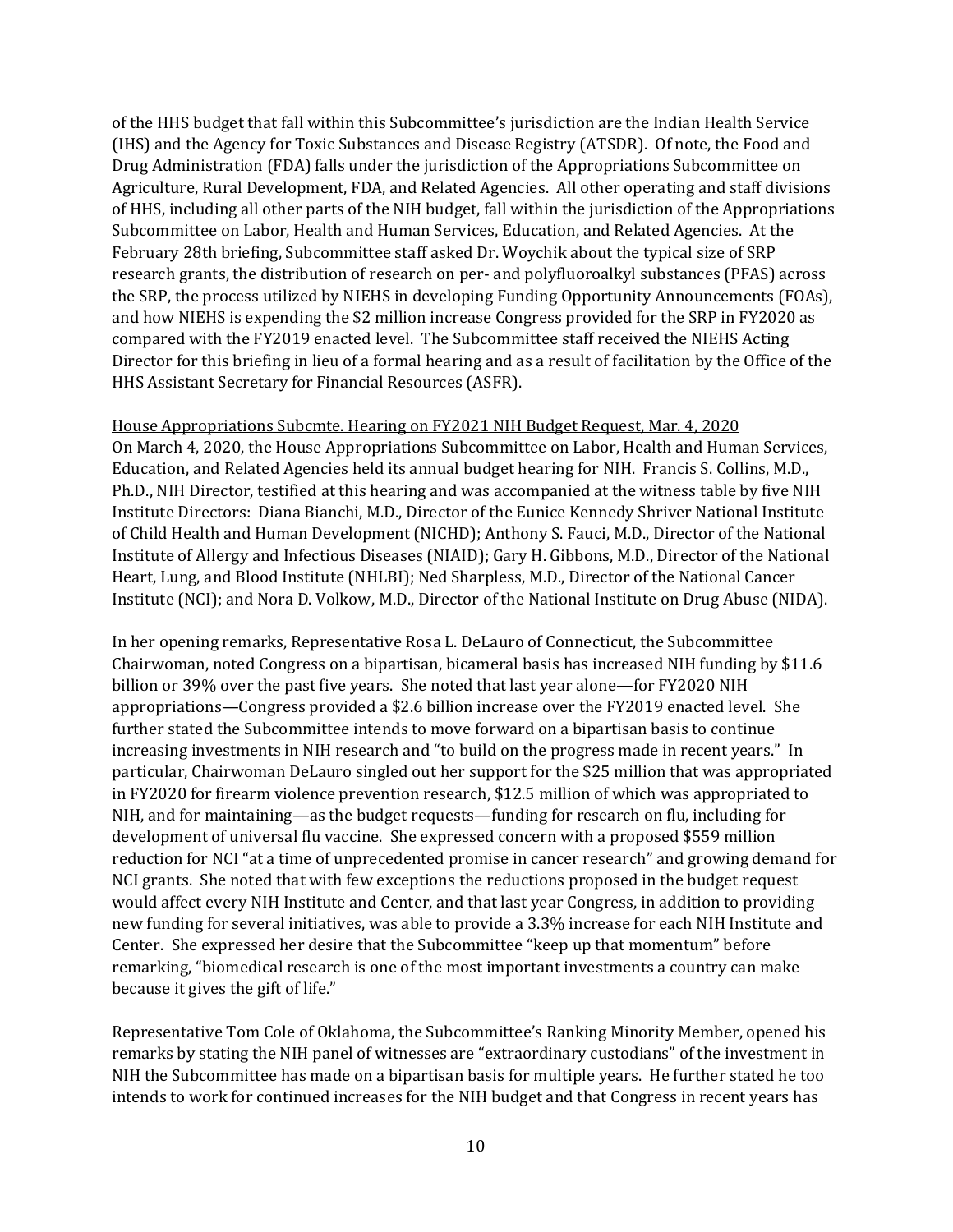of the HHS budget that fall within this Subcommittee's jurisdiction are the Indian Health Service (IHS) and the Agency for Toxic Substances and Disease Registry (ATSDR). Of note, the Food and Drug Administration (FDA) falls under the jurisdiction of the Appropriations Subcommittee on Agriculture, Rural Development, FDA, and Related Agencies. All other operating and staff divisions of HHS, including all other parts of the NIH budget, fall within the jurisdiction of the Appropriations Subcommittee on Labor, Health and Human Services, Education, and Related Agencies. At the February 28th briefing, Subcommittee staff asked Dr. Woychik about the typical size of SRP research grants, the distribution of research on per- and polyfluoroalkyl substances (PFAS) across the SRP, the process utilized by NIEHS in developing Funding Opportunity Announcements (FOAs), and how NIEHS is expending the $2 million increase Congress provided for the SRP in FY2020 as compared with the FY2019 enacted level. The Subcommittee staff received the NIEHS Acting Director for this briefing in lieu of a formal hearing and as a result of facilitation by the Office of the HHS Assistant Secretary for Financial Resources (ASFR).

House Appropriations Subcmte. Hearing on FY2021 NIH Budget Request, Mar. 4, 2020

On March 4, 2020, the House Appropriations Subcommittee on Labor, Health and Human Services, Education, and Related Agencies held its annual budget hearing for NIH. Francis S. Collins, M.D., Ph.D., NIH Director, testified at this hearing and was accompanied at the witness table by five NIH Institute Directors: Diana Bianchi, M.D., Director of the Eunice Kennedy Shriver National Institute of Child Health and Human Development (NICHD); Anthony S. Fauci, M.D., Director of the National Institute of Allergy and Infectious Diseases (NIAID); Gary H. Gibbons, M.D., Director of the National Heart, Lung, and Blood Institute (NHLBI); Ned Sharpless, M.D., Director of the National Cancer Institute (NCI); and Nora D. Volkow, M.D., Director of the National Institute on Drug Abuse (NIDA).

In her opening remarks, Representative Rosa L. DeLauro of Connecticut, the Subcommittee Chairwoman, noted Congress on a bipartisan, bicameral basis has increased NIH funding by $11.6 billion or 39% over the past five years. She noted that last year alone—for FY2020 NIH appropriations—Congress provided a $2.6 billion increase over the FY2019 enacted level. She further stated the Subcommittee intends to move forward on a bipartisan basis to continue increasing investments in NIH research and "to build on the progress made in recent years." In particular, Chairwoman DeLauro singled out her support for the $25 million that was appropriated in FY2020 for firearm violence prevention research, $12.5 million of which was appropriated to NIH, and for maintaining—as the budget requests—funding for research on flu, including for development of universal flu vaccine. She expressed concern with a proposed $559 million reduction for NCI "at a time of unprecedented promise in cancer research" and growing demand for NCI grants. She noted that with few exceptions the reductions proposed in the budget request would affect every NIH Institute and Center, and that last year Congress, in addition to providing new funding for several initiatives, was able to provide a 3.3% increase for each NIH Institute and Center. She expressed her desire that the Subcommittee "keep up that momentum" before remarking, "biomedical research is one of the most important investments a country can make because it gives the gift of life."

Representative Tom Cole of Oklahoma, the Subcommittee's Ranking Minority Member, opened his remarks by stating the NIH panel of witnesses are "extraordinary custodians" of the investment in NIH the Subcommittee has made on a bipartisan basis for multiple years. He further stated he too intends to work for continued increases for the NIH budget and that Congress in recent years has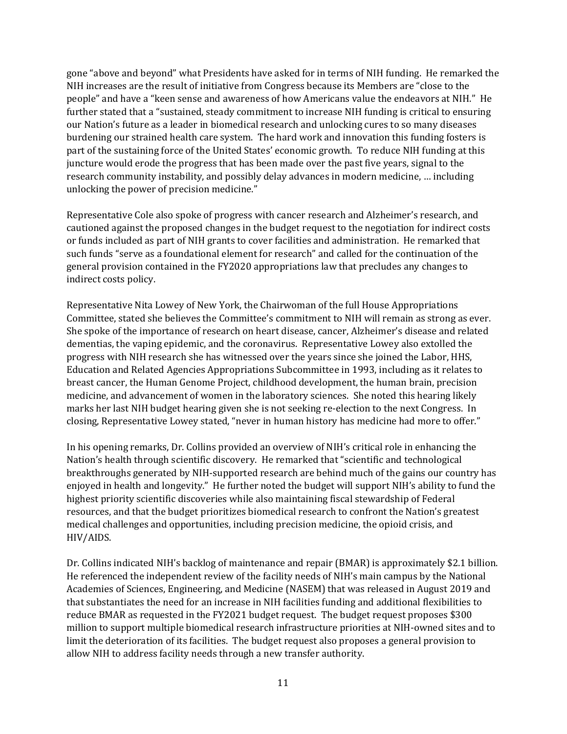gone "above and beyond" what Presidents have asked for in terms of NIH funding. He remarked the NIH increases are the result of initiative from Congress because its Members are "close to the people" and have a "keen sense and awareness of how Americans value the endeavors at NIH." He further stated that a "sustained, steady commitment to increase NIH funding is critical to ensuring our Nation's future as a leader in biomedical research and unlocking cures to so many diseases burdening our strained health care system. The hard work and innovation this funding fosters is part of the sustaining force of the United States' economic growth. To reduce NIH funding at this juncture would erode the progress that has been made over the past five years, signal to the research community instability, and possibly delay advances in modern medicine, … including unlocking the power of precision medicine."

Representative Cole also spoke of progress with cancer research and Alzheimer's research, and cautioned against the proposed changes in the budget request to the negotiation for indirect costs or funds included as part of NIH grants to cover facilities and administration. He remarked that such funds "serve as a foundational element for research" and called for the continuation of the general provision contained in the FY2020 appropriations law that precludes any changes to indirect costs policy.

Representative Nita Lowey of New York, the Chairwoman of the full House Appropriations Committee, stated she believes the Committee's commitment to NIH will remain as strong as ever. She spoke of the importance of research on heart disease, cancer, Alzheimer's disease and related dementias, the vaping epidemic, and the coronavirus. Representative Lowey also extolled the progress with NIH research she has witnessed over the years since she joined the Labor, HHS, Education and Related Agencies Appropriations Subcommittee in 1993, including as it relates to breast cancer, the Human Genome Project, childhood development, the human brain, precision medicine, and advancement of women in the laboratory sciences. She noted this hearing likely marks her last NIH budget hearing given she is not seeking re-election to the next Congress. In closing, Representative Lowey stated, "never in human history has medicine had more to offer."

In his opening remarks, Dr. Collins provided an overview of NIH's critical role in enhancing the Nation's health through scientific discovery. He remarked that "scientific and technological breakthroughs generated by NIH-supported research are behind much of the gains our country has enjoyed in health and longevity." He further noted the budget will support NIH's ability to fund the highest priority scientific discoveries while also maintaining fiscal stewardship of Federal resources, and that the budget prioritizes biomedical research to confront the Nation's greatest medical challenges and opportunities, including precision medicine, the opioid crisis, and HIV/AIDS.

Dr. Collins indicated NIH's backlog of maintenance and repair (BMAR) is approximately $2.1 billion. He referenced the independent review of the facility needs of NIH's main campus by the National Academies of Sciences, Engineering, and Medicine (NASEM) that was released in August 2019 and that substantiates the need for an increase in NIH facilities funding and additional flexibilities to reduce BMAR as requested in the FY2021 budget request. The budget request proposes $300 million to support multiple biomedical research infrastructure priorities at NIH-owned sites and to limit the deterioration of its facilities. The budget request also proposes a general provision to allow NIH to address facility needs through a new transfer authority.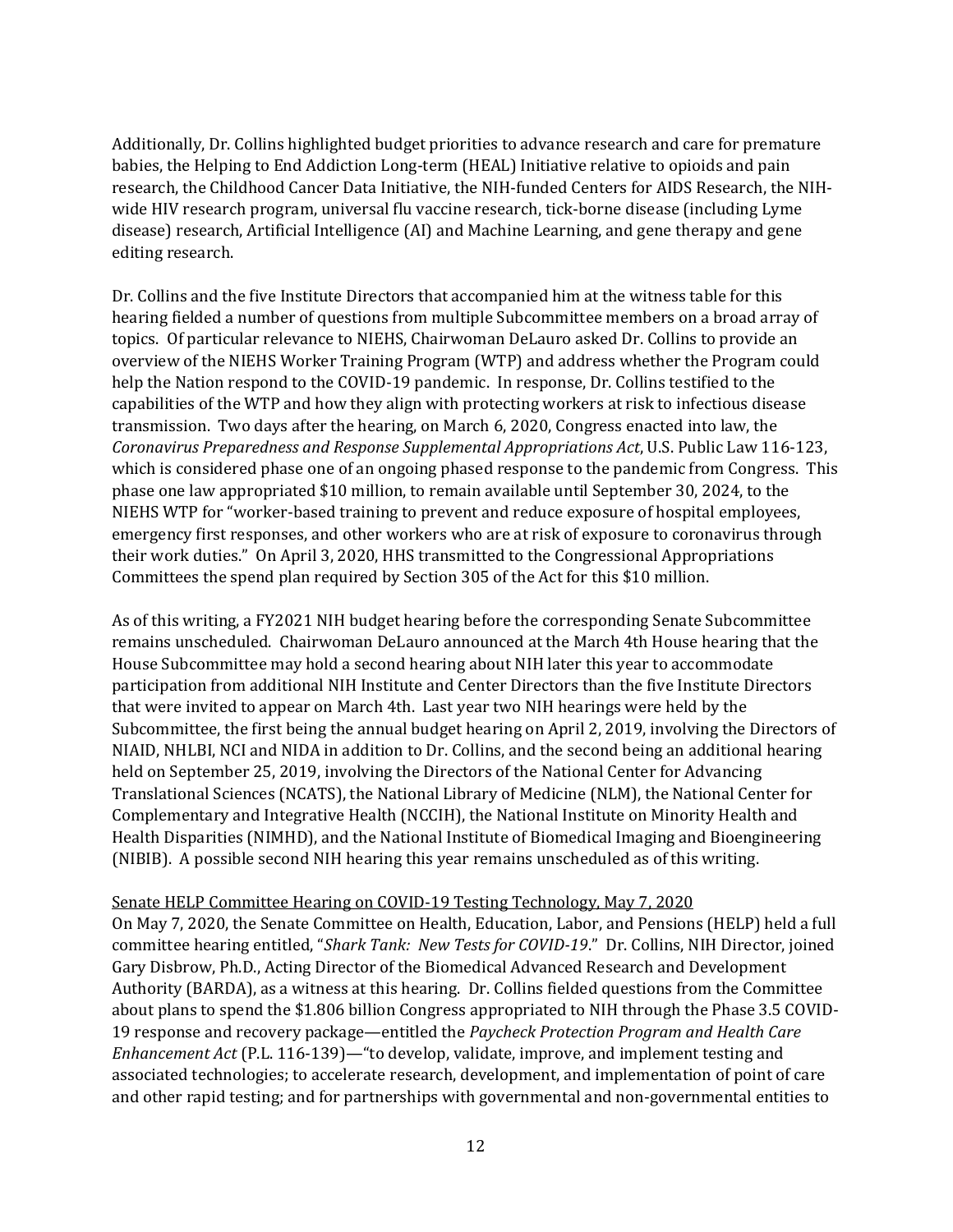Additionally, Dr. Collins highlighted budget priorities to advance research and care for premature babies, the Helping to End Addiction Long-term (HEAL) Initiative relative to opioids and pain research, the Childhood Cancer Data Initiative, the NIH-funded Centers for AIDS Research, the NIH-wide HIV research program, universal flu vaccine research, tick-borne disease (including Lyme disease) research, Artificial Intelligence (AI) and Machine Learning, and gene therapy and gene editing research.

Dr. Collins and the five Institute Directors that accompanied him at the witness table for this hearing fielded a number of questions from multiple Subcommittee members on a broad array of topics. Of particular relevance to NIEHS, Chairwoman DeLauro asked Dr. Collins to provide an overview of the NIEHS Worker Training Program (WTP) and address whether the Program could help the Nation respond to the COVID-19 pandemic. In response, Dr. Collins testified to the capabilities of the WTP and how they align with protecting workers at risk to infectious disease transmission. Two days after the hearing, on March 6, 2020, Congress enacted into law, the *Coronavirus Preparedness and Response Supplemental Appropriations Act*, U.S. Public Law 116-123, which is considered phase one of an ongoing phased response to the pandemic from Congress. This phase one law appropriated $10 million, to remain available until September 30, 2024, to the NIEHS WTP for "worker-based training to prevent and reduce exposure of hospital employees, emergency first responses, and other workers who are at risk of exposure to coronavirus through their work duties." On April 3, 2020, HHS transmitted to the Congressional Appropriations Committees the spend plan required by Section 305 of the Act for this $10 million.

As of this writing, a FY2021 NIH budget hearing before the corresponding Senate Subcommittee remains unscheduled. Chairwoman DeLauro announced at the March 4th House hearing that the House Subcommittee may hold a second hearing about NIH later this year to accommodate participation from additional NIH Institute and Center Directors than the five Institute Directors that were invited to appear on March 4th. Last year two NIH hearings were held by the Subcommittee, the first being the annual budget hearing on April 2, 2019, involving the Directors of NIAID, NHLBI, NCI and NIDA in addition to Dr. Collins, and the second being an additional hearing held on September 25, 2019, involving the Directors of the National Center for Advancing Translational Sciences (NCATS), the National Library of Medicine (NLM), the National Center for Complementary and Integrative Health (NCCIH), the National Institute on Minority Health and Health Disparities (NIMHD), and the National Institute of Biomedical Imaging and Bioengineering (NIBIB). A possible second NIH hearing this year remains unscheduled as of this writing.

<u>Senate HELP Committee Hearing on COVID-19 Testing Technology, May 7, 2020</u>

On May 7, 2020, the Senate Committee on Health, Education, Labor, and Pensions (HELP) held a full committee hearing entitled, "*Shark Tank: New Tests for COVID-19*." Dr. Collins, NIH Director, joined Gary Disbrow, Ph.D., Acting Director of the Biomedical Advanced Research and Development Authority (BARDA), as a witness at this hearing. Dr. Collins fielded questions from the Committee about plans to spend the $1.806 billion Congress appropriated to NIH through the Phase 3.5 COVID-19 response and recovery package—entitled the *Paycheck Protection Program and Health Care Enhancement Act* (P.L. 116-139)—"to develop, validate, improve, and implement testing and associated technologies; to accelerate research, development, and implementation of point of care and other rapid testing; and for partnerships with governmental and non-governmental entities to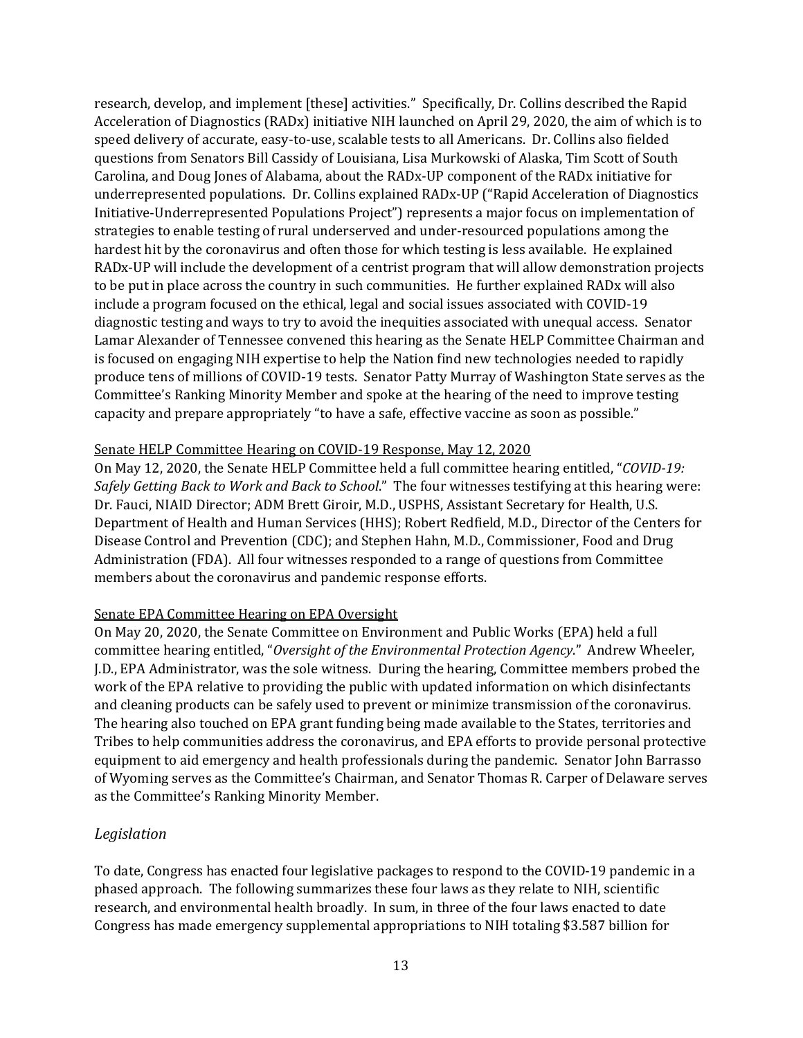research, develop, and implement [these] activities." Specifically, Dr. Collins described the Rapid Acceleration of Diagnostics (RADx) initiative NIH launched on April 29, 2020, the aim of which is to speed delivery of accurate, easy-to-use, scalable tests to all Americans. Dr. Collins also fielded questions from Senators Bill Cassidy of Louisiana, Lisa Murkowski of Alaska, Tim Scott of South Carolina, and Doug Jones of Alabama, about the RADx-UP component of the RADx initiative for underrepresented populations. Dr. Collins explained RADx-UP ("Rapid Acceleration of Diagnostics Initiative-Underrepresented Populations Project") represents a major focus on implementation of strategies to enable testing of rural underserved and under-resourced populations among the hardest hit by the coronavirus and often those for which testing is less available. He explained RADx-UP will include the development of a centrist program that will allow demonstration projects to be put in place across the country in such communities. He further explained RADx will also include a program focused on the ethical, legal and social issues associated with COVID-19 diagnostic testing and ways to try to avoid the inequities associated with unequal access. Senator Lamar Alexander of Tennessee convened this hearing as the Senate HELP Committee Chairman and is focused on engaging NIH expertise to help the Nation find new technologies needed to rapidly produce tens of millions of COVID-19 tests. Senator Patty Murray of Washington State serves as the Committee's Ranking Minority Member and spoke at the hearing of the need to improve testing capacity and prepare appropriately "to have a safe, effective vaccine as soon as possible."

<u>Senate HELP Committee Hearing on COVID-19 Response, May 12, 2020</u>

On May 12, 2020, the Senate HELP Committee held a full committee hearing entitled, "*COVID-19: Safely Getting Back to Work and Back to School*." The four witnesses testifying at this hearing were: Dr. Fauci, NIAID Director; ADM Brett Giroir, M.D., USPHS, Assistant Secretary for Health, U.S. Department of Health and Human Services (HHS); Robert Redfield, M.D., Director of the Centers for Disease Control and Prevention (CDC); and Stephen Hahn, M.D., Commissioner, Food and Drug Administration (FDA). All four witnesses responded to a range of questions from Committee members about the coronavirus and pandemic response efforts.

<u>Senate EPA Committee Hearing on EPA Oversight</u>

On May 20, 2020, the Senate Committee on Environment and Public Works (EPA) held a full committee hearing entitled, "*Oversight of the Environmental Protection Agency*." Andrew Wheeler, J.D., EPA Administrator, was the sole witness. During the hearing, Committee members probed the work of the EPA relative to providing the public with updated information on which disinfectants and cleaning products can be safely used to prevent or minimize transmission of the coronavirus. The hearing also touched on EPA grant funding being made available to the States, territories and Tribes to help communities address the coronavirus, and EPA efforts to provide personal protective equipment to aid emergency and health professionals during the pandemic. Senator John Barrasso of Wyoming serves as the Committee's Chairman, and Senator Thomas R. Carper of Delaware serves as the Committee's Ranking Minority Member.

### *Legislation*

To date, Congress has enacted four legislative packages to respond to the COVID-19 pandemic in a phased approach. The following summarizes these four laws as they relate to NIH, scientific research, and environmental health broadly. In sum, in three of the four laws enacted to date Congress has made emergency supplemental appropriations to NIH totaling $3.587 billion for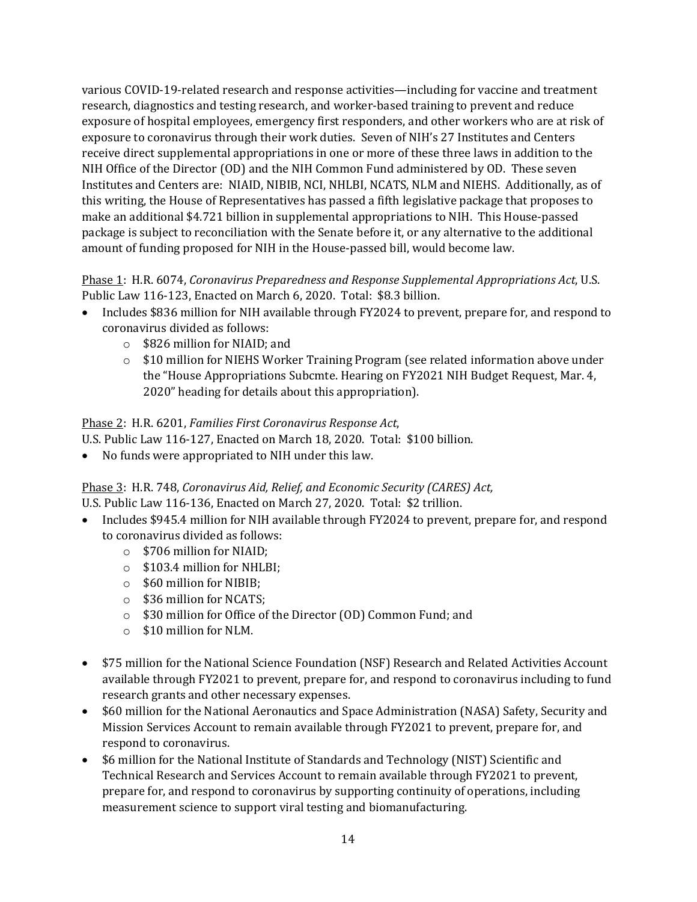various COVID-19-related research and response activities—including for vaccine and treatment research, diagnostics and testing research, and worker-based training to prevent and reduce exposure of hospital employees, emergency first responders, and other workers who are at risk of exposure to coronavirus through their work duties. Seven of NIH's 27 Institutes and Centers receive direct supplemental appropriations in one or more of these three laws in addition to the NIH Office of the Director (OD) and the NIH Common Fund administered by OD. These seven Institutes and Centers are: NIAID, NIBIB, NCI, NHLBI, NCATS, NLM and NIEHS. Additionally, as of this writing, the House of Representatives has passed a fifth legislative package that proposes to make an additional $4.721 billion in supplemental appropriations to NIH. This House-passed package is subject to reconciliation with the Senate before it, or any alternative to the additional amount of funding proposed for NIH in the House-passed bill, would become law.

<u>Phase 1</u>: H.R. 6074, *Coronavirus Preparedness and Response Supplemental Appropriations Act*, U.S. Public Law 116-123, Enacted on March 6, 2020. Total: $8.3 billion.

- Includes $836 million for NIH available through FY2024 to prevent, prepare for, and respond to coronavirus divided as follows:
  - $826 million for NIAID; and
  - $10 million for NIEHS Worker Training Program (see related information above under the "House Appropriations Subcmte. Hearing on FY2021 NIH Budget Request, Mar. 4, 2020" heading for details about this appropriation).

<u>Phase 2</u>: H.R. 6201, *Families First Coronavirus Response Act*, U.S. Public Law 116-127, Enacted on March 18, 2020. Total: $100 billion.

- No funds were appropriated to NIH under this law.

<u>Phase 3</u>: H.R. 748, *Coronavirus Aid, Relief, and Economic Security (CARES) Act*, U.S. Public Law 116-136, Enacted on March 27, 2020. Total: $2 trillion.

- Includes $945.4 million for NIH available through FY2024 to prevent, prepare for, and respond to coronavirus divided as follows:
  - $706 million for NIAID;
  - $103.4 million for NHLBI;
  - $60 million for NIBIB;
  - $36 million for NCATS;
  - $30 million for Office of the Director (OD) Common Fund; and
  - $10 million for NLM.

- $75 million for the National Science Foundation (NSF) Research and Related Activities Account available through FY2021 to prevent, prepare for, and respond to coronavirus including to fund research grants and other necessary expenses.
- $60 million for the National Aeronautics and Space Administration (NASA) Safety, Security and Mission Services Account to remain available through FY2021 to prevent, prepare for, and respond to coronavirus.
- $6 million for the National Institute of Standards and Technology (NIST) Scientific and Technical Research and Services Account to remain available through FY2021 to prevent, prepare for, and respond to coronavirus by supporting continuity of operations, including measurement science to support viral testing and biomanufacturing.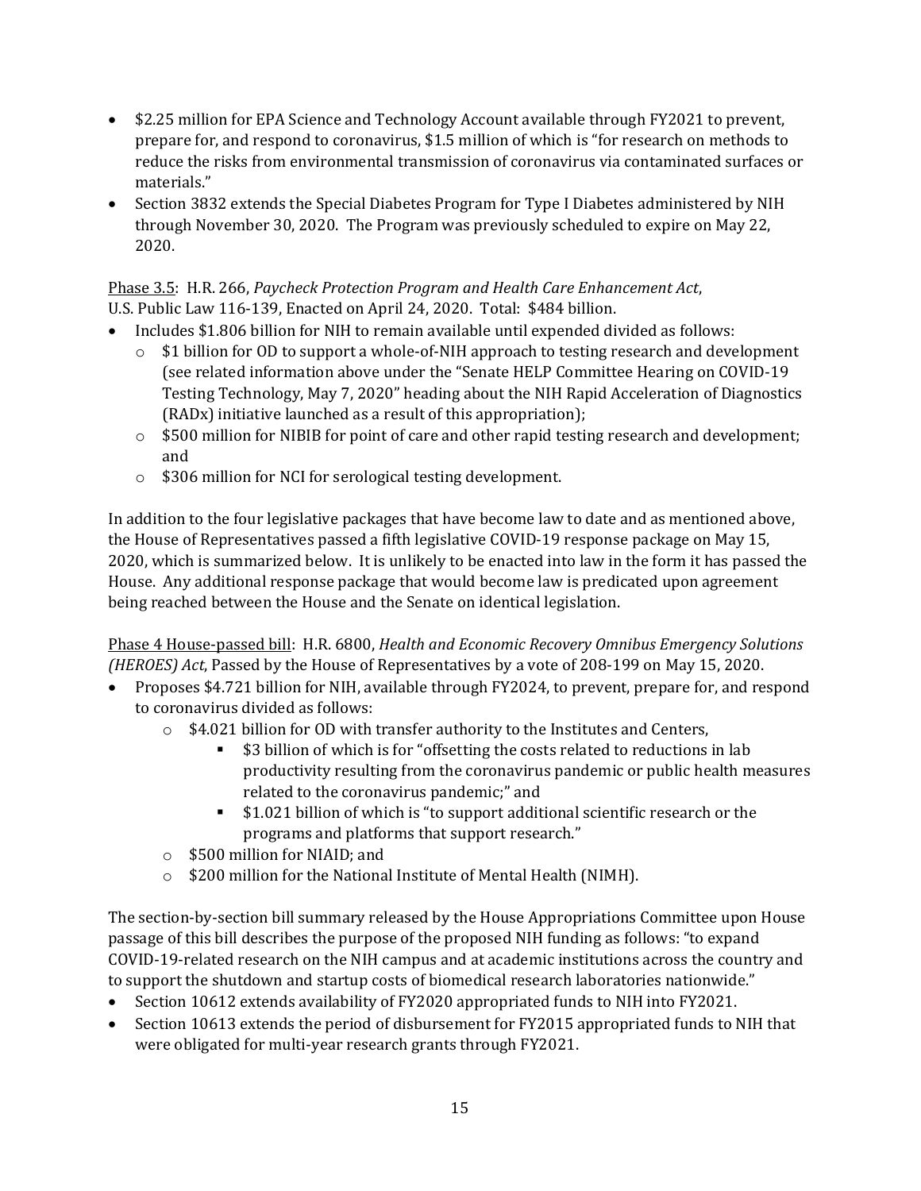- \$2.25 million for EPA Science and Technology Account available through FY2021 to prevent, prepare for, and respond to coronavirus, \$1.5 million of which is "for research on methods to reduce the risks from environmental transmission of coronavirus via contaminated surfaces or materials."
- Section 3832 extends the Special Diabetes Program for Type I Diabetes administered by NIH through November 30, 2020. The Program was previously scheduled to expire on May 22, 2020.

<u>Phase 3.5</u>: H.R. 266, *Paycheck Protection Program and Health Care Enhancement Act*, U.S. Public Law 116-139, Enacted on April 24, 2020. Total: \$484 billion.

- Includes \$1.806 billion for NIH to remain available until expended divided as follows:
  - \$1 billion for OD to support a whole-of-NIH approach to testing research and development (see related information above under the "Senate HELP Committee Hearing on COVID-19 Testing Technology, May 7, 2020" heading about the NIH Rapid Acceleration of Diagnostics (RADx) initiative launched as a result of this appropriation);
  - \$500 million for NIBIB for point of care and other rapid testing research and development; and
  - \$306 million for NCI for serological testing development.

In addition to the four legislative packages that have become law to date and as mentioned above, the House of Representatives passed a fifth legislative COVID-19 response package on May 15, 2020, which is summarized below. It is unlikely to be enacted into law in the form it has passed the House. Any additional response package that would become law is predicated upon agreement being reached between the House and the Senate on identical legislation.

<u>Phase 4 House-passed bill</u>: H.R. 6800, *Health and Economic Recovery Omnibus Emergency Solutions (HEROES) Act*, Passed by the House of Representatives by a vote of 208-199 on May 15, 2020.

- Proposes \$4.721 billion for NIH, available through FY2024, to prevent, prepare for, and respond to coronavirus divided as follows:
  - \$4.021 billion for OD with transfer authority to the Institutes and Centers,
    - \$3 billion of which is for "offsetting the costs related to reductions in lab productivity resulting from the coronavirus pandemic or public health measures related to the coronavirus pandemic;" and
    - \$1.021 billion of which is "to support additional scientific research or the programs and platforms that support research."
  - \$500 million for NIAID; and
  - \$200 million for the National Institute of Mental Health (NIMH).

The section-by-section bill summary released by the House Appropriations Committee upon House passage of this bill describes the purpose of the proposed NIH funding as follows: "to expand COVID-19-related research on the NIH campus and at academic institutions across the country and to support the shutdown and startup costs of biomedical research laboratories nationwide."

- Section 10612 extends availability of FY2020 appropriated funds to NIH into FY2021.
- Section 10613 extends the period of disbursement for FY2015 appropriated funds to NIH that were obligated for multi-year research grants through FY2021.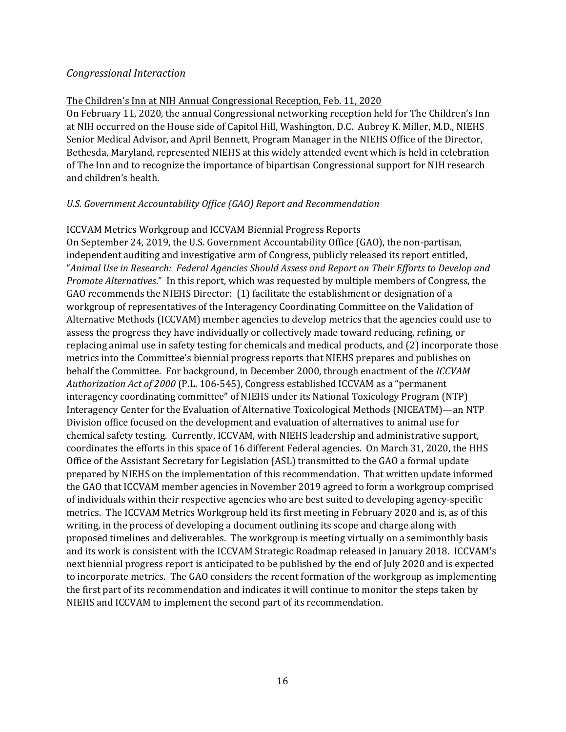*Congressional Interaction*

The Children's Inn at NIH Annual Congressional Reception, Feb. 11, 2020

On February 11, 2020, the annual Congressional networking reception held for The Children's Inn at NIH occurred on the House side of Capitol Hill, Washington, D.C. Aubrey K. Miller, M.D., NIEHS Senior Medical Advisor, and April Bennett, Program Manager in the NIEHS Office of the Director, Bethesda, Maryland, represented NIEHS at this widely attended event which is held in celebration of The Inn and to recognize the importance of bipartisan Congressional support for NIH research and children's health.

*U.S. Government Accountability Office (GAO) Report and Recommendation*

ICCVAM Metrics Workgroup and ICCVAM Biennial Progress Reports

On September 24, 2019, the U.S. Government Accountability Office (GAO), the non-partisan, independent auditing and investigative arm of Congress, publicly released its report entitled, "*Animal Use in Research: Federal Agencies Should Assess and Report on Their Efforts to Develop and Promote Alternatives*." In this report, which was requested by multiple members of Congress, the GAO recommends the NIEHS Director: (1) facilitate the establishment or designation of a workgroup of representatives of the Interagency Coordinating Committee on the Validation of Alternative Methods (ICCVAM) member agencies to develop metrics that the agencies could use to assess the progress they have individually or collectively made toward reducing, refining, or replacing animal use in safety testing for chemicals and medical products, and (2) incorporate those metrics into the Committee's biennial progress reports that NIEHS prepares and publishes on behalf the Committee. For background, in December 2000, through enactment of the *ICCVAM Authorization Act of 2000* (P.L. 106-545), Congress established ICCVAM as a "permanent interagency coordinating committee" of NIEHS under its National Toxicology Program (NTP) Interagency Center for the Evaluation of Alternative Toxicological Methods (NICEATM)—an NTP Division office focused on the development and evaluation of alternatives to animal use for chemical safety testing. Currently, ICCVAM, with NIEHS leadership and administrative support, coordinates the efforts in this space of 16 different Federal agencies. On March 31, 2020, the HHS Office of the Assistant Secretary for Legislation (ASL) transmitted to the GAO a formal update prepared by NIEHS on the implementation of this recommendation. That written update informed the GAO that ICCVAM member agencies in November 2019 agreed to form a workgroup comprised of individuals within their respective agencies who are best suited to developing agency-specific metrics. The ICCVAM Metrics Workgroup held its first meeting in February 2020 and is, as of this writing, in the process of developing a document outlining its scope and charge along with proposed timelines and deliverables. The workgroup is meeting virtually on a semimonthly basis and its work is consistent with the ICCVAM Strategic Roadmap released in January 2018. ICCVAM's next biennial progress report is anticipated to be published by the end of July 2020 and is expected to incorporate metrics. The GAO considers the recent formation of the workgroup as implementing the first part of its recommendation and indicates it will continue to monitor the steps taken by NIEHS and ICCVAM to implement the second part of its recommendation.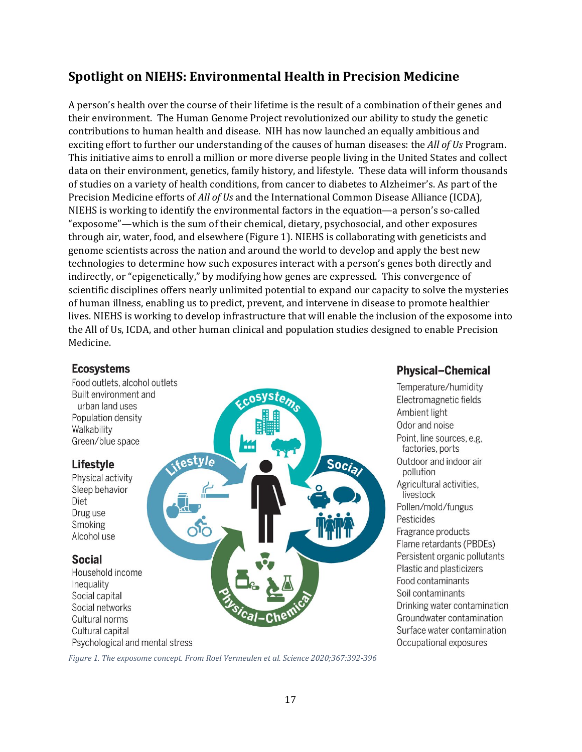## Spotlight on NIEHS: Environmental Health in Precision Medicine

A person's health over the course of their lifetime is the result of a combination of their genes and their environment. The Human Genome Project revolutionized our ability to study the genetic contributions to human health and disease. NIH has now launched an equally ambitious and exciting effort to further our understanding of the causes of human diseases: the *All of Us* Program. This initiative aims to enroll a million or more diverse people living in the United States and collect data on their environment, genetics, family history, and lifestyle. These data will inform thousands of studies on a variety of health conditions, from cancer to diabetes to Alzheimer's. As part of the Precision Medicine efforts of *All of Us* and the International Common Disease Alliance (ICDA), NIEHS is working to identify the environmental factors in the equation—a person's so-called "exposome"—which is the sum of their chemical, dietary, psychosocial, and other exposures through air, water, food, and elsewhere (Figure 1). NIEHS is collaborating with geneticists and genome scientists across the nation and around the world to develop and apply the best new technologies to determine how such exposures interact with a person's genes both directly and indirectly, or "epigenetically," by modifying how genes are expressed. This convergence of scientific disciplines offers nearly unlimited potential to expand our capacity to solve the mysteries of human illness, enabling us to predict, prevent, and intervene in disease to promote healthier lives. NIEHS is working to develop infrastructure that will enable the inclusion of the exposome into the All of Us, ICDA, and other human clinical and population studies designed to enable Precision Medicine.

**Ecosystems**
- Food outlets, alcohol outlets
- Built environment and urban land uses
- Population density
- Walkability
- Green/blue space

**Lifestyle**
- Physical activity
- Sleep behavior
- Diet
- Drug use
- Smoking
- Alcohol use

**Social**
- Household income
- Inequality
- Social capital
- Social networks
- Cultural norms
- Cultural capital
- Psychological and mental stress

**Physical–Chemical**
- Temperature/humidity
- Electromagnetic fields
- Ambient light
- Odor and noise
- Point, line sources, e.g, factories, ports
- Outdoor and indoor air pollution
- Agricultural activities, livestock
- Pollen/mold/fungus
- Pesticides
- Fragrance products
- Flame retardants (PBDEs)
- Persistent organic pollutants
- Plastic and plasticizers
- Food contaminants
- Soil contaminants
- Drinking water contamination
- Groundwater contamination
- Surface water contamination
- Occupational exposures

*Figure 1. The exposome concept. From Roel Vermeulen et al. Science 2020;367:392-396*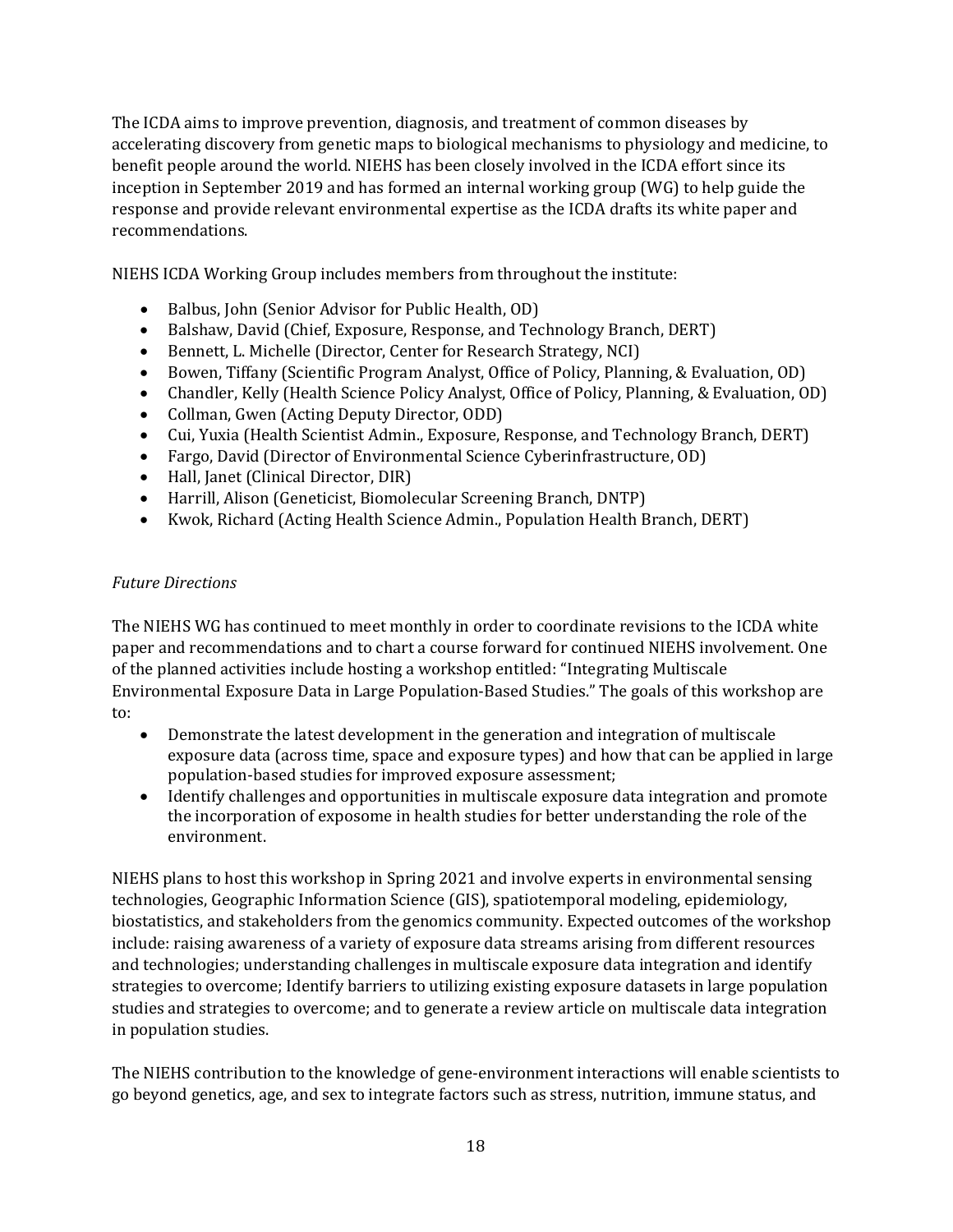The ICDA aims to improve prevention, diagnosis, and treatment of common diseases by accelerating discovery from genetic maps to biological mechanisms to physiology and medicine, to benefit people around the world. NIEHS has been closely involved in the ICDA effort since its inception in September 2019 and has formed an internal working group (WG) to help guide the response and provide relevant environmental expertise as the ICDA drafts its white paper and recommendations.

NIEHS ICDA Working Group includes members from throughout the institute:

- Balbus, John (Senior Advisor for Public Health, OD)
- Balshaw, David (Chief, Exposure, Response, and Technology Branch, DERT)
- Bennett, L. Michelle (Director, Center for Research Strategy, NCI)
- Bowen, Tiffany (Scientific Program Analyst, Office of Policy, Planning, & Evaluation, OD)
- Chandler, Kelly (Health Science Policy Analyst, Office of Policy, Planning, & Evaluation, OD)
- Collman, Gwen (Acting Deputy Director, ODD)
- Cui, Yuxia (Health Scientist Admin., Exposure, Response, and Technology Branch, DERT)
- Fargo, David (Director of Environmental Science Cyberinfrastructure, OD)
- Hall, Janet (Clinical Director, DIR)
- Harrill, Alison (Geneticist, Biomolecular Screening Branch, DNTP)
- Kwok, Richard (Acting Health Science Admin., Population Health Branch, DERT)

*Future Directions*

The NIEHS WG has continued to meet monthly in order to coordinate revisions to the ICDA white paper and recommendations and to chart a course forward for continued NIEHS involvement. One of the planned activities include hosting a workshop entitled: "Integrating Multiscale Environmental Exposure Data in Large Population-Based Studies." The goals of this workshop are to:

- Demonstrate the latest development in the generation and integration of multiscale exposure data (across time, space and exposure types) and how that can be applied in large population-based studies for improved exposure assessment;
- Identify challenges and opportunities in multiscale exposure data integration and promote the incorporation of exposome in health studies for better understanding the role of the environment.

NIEHS plans to host this workshop in Spring 2021 and involve experts in environmental sensing technologies, Geographic Information Science (GIS), spatiotemporal modeling, epidemiology, biostatistics, and stakeholders from the genomics community. Expected outcomes of the workshop include: raising awareness of a variety of exposure data streams arising from different resources and technologies; understanding challenges in multiscale exposure data integration and identify strategies to overcome; Identify barriers to utilizing existing exposure datasets in large population studies and strategies to overcome; and to generate a review article on multiscale data integration in population studies.

The NIEHS contribution to the knowledge of gene-environment interactions will enable scientists to go beyond genetics, age, and sex to integrate factors such as stress, nutrition, immune status, and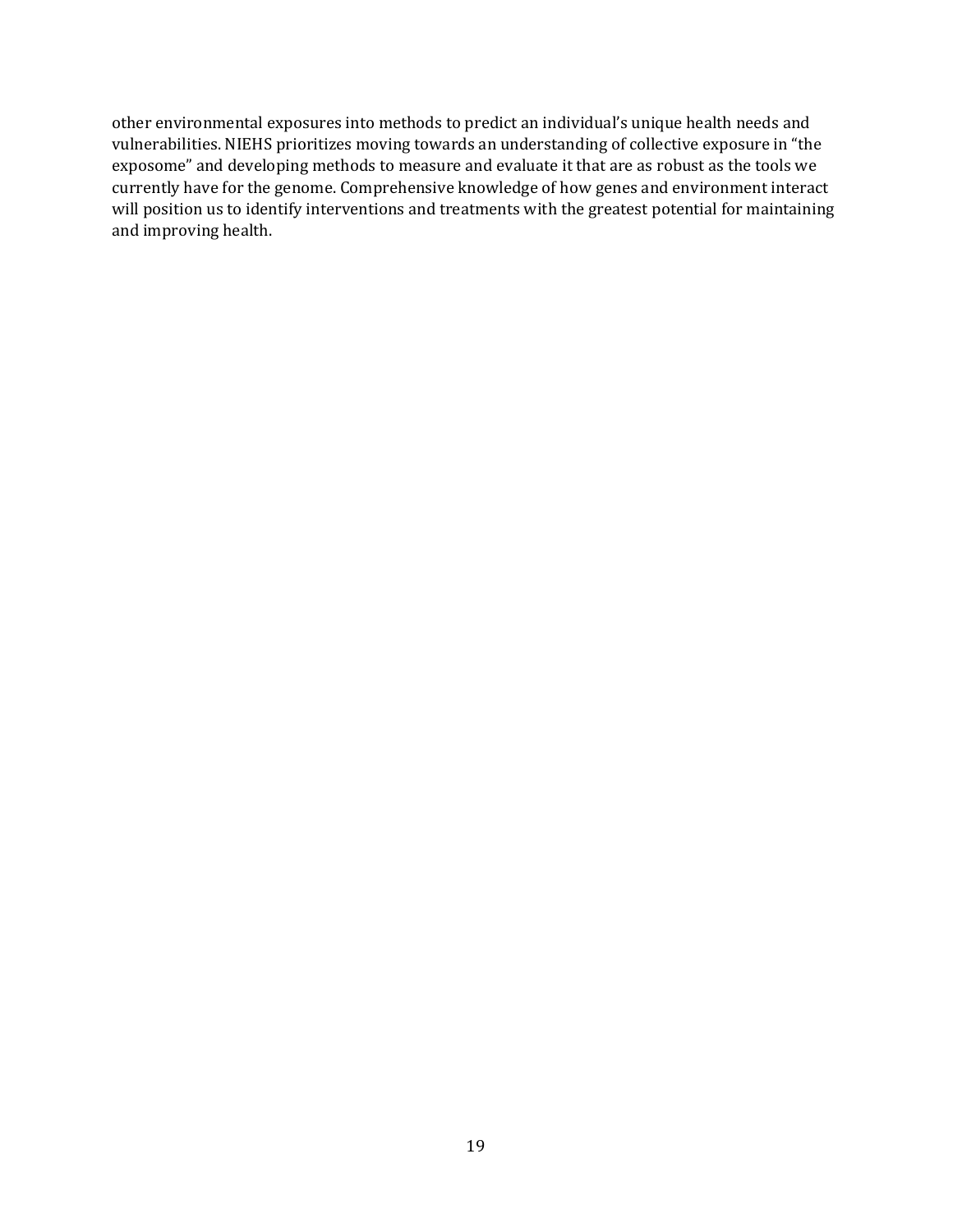other environmental exposures into methods to predict an individual's unique health needs and vulnerabilities. NIEHS prioritizes moving towards an understanding of collective exposure in "the exposome" and developing methods to measure and evaluate it that are as robust as the tools we currently have for the genome. Comprehensive knowledge of how genes and environment interact will position us to identify interventions and treatments with the greatest potential for maintaining and improving health.